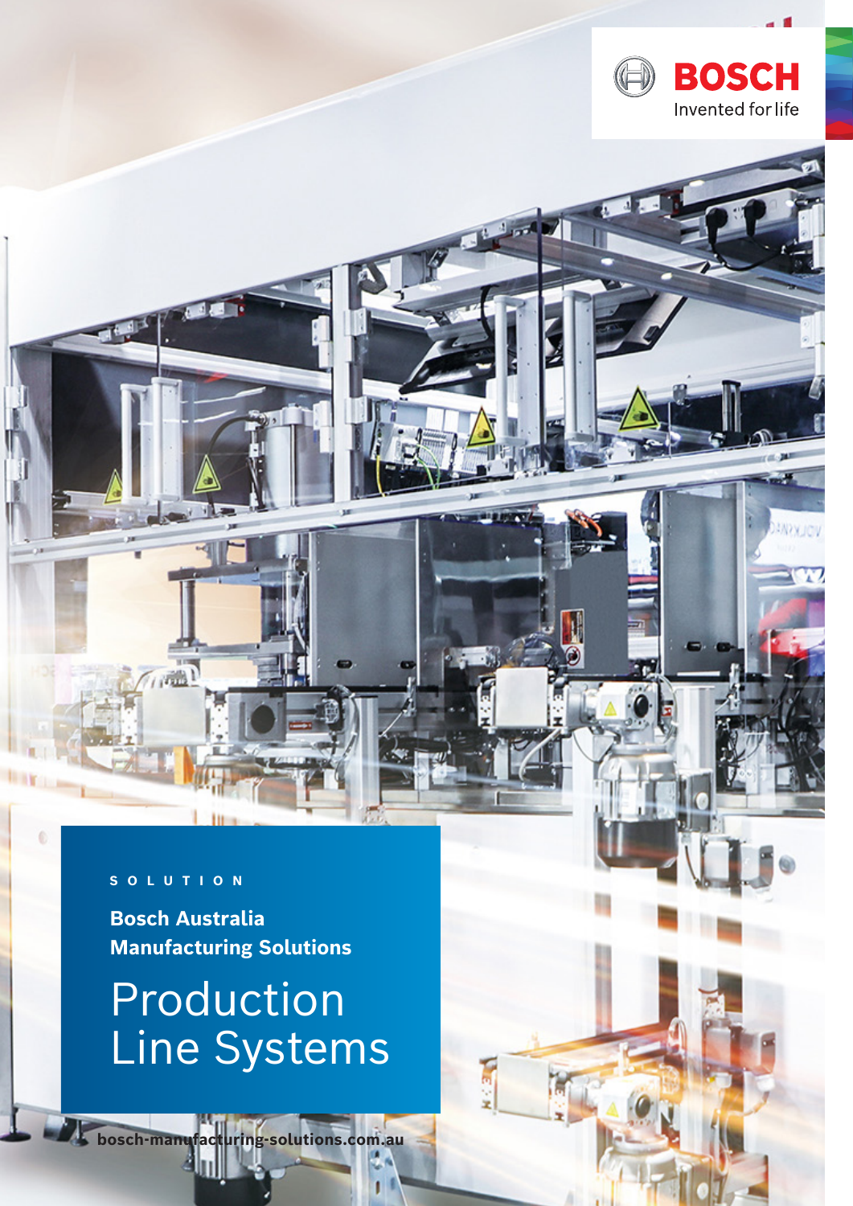BOSCH
Invented for life

SOLUTION

**Bosch Australia**
**Manufacturing Solutions**

# Production Line Systems

**bosch-manufacturing-solutions.com.au**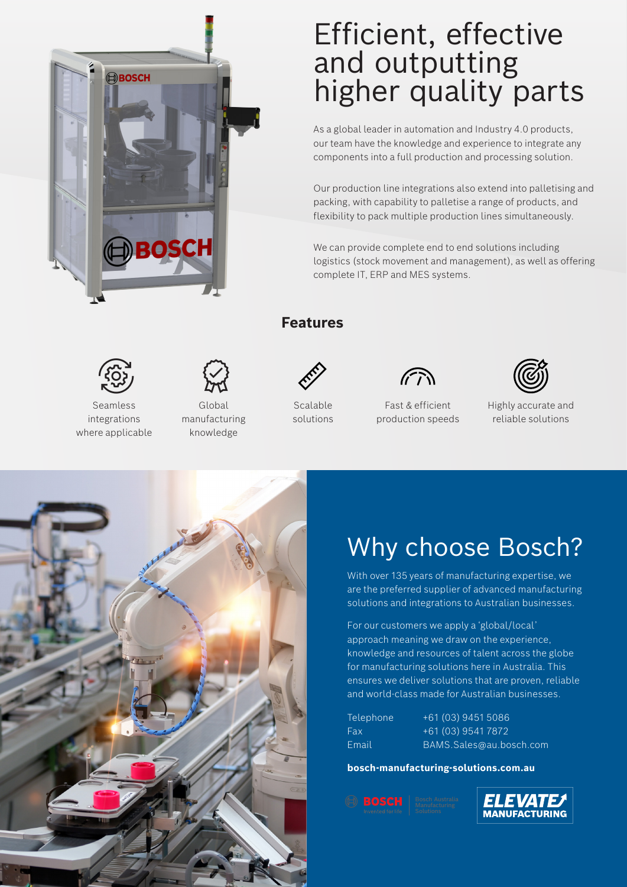# Efficient, effective and outputting higher quality parts

As a global leader in automation and Industry 4.0 products, our team have the knowledge and experience to integrate any components into a full production and processing solution.

Our production line integrations also extend into palletising and packing, with capability to palletise a range of products, and flexibility to pack multiple production lines simultaneously.

We can provide complete end to end solutions including logistics (stock movement and management), as well as offering complete IT, ERP and MES systems.

## Features

- Seamless integrations where applicable
- Global manufacturing knowledge
- Scalable solutions
- Fast & efficient production speeds
- Highly accurate and reliable solutions

# Why choose Bosch?

With over 135 years of manufacturing expertise, we are the preferred supplier of advanced manufacturing solutions and integrations to Australian businesses.

For our customers we apply a 'global/local' approach meaning we draw on the experience, knowledge and resources of talent across the globe for manufacturing solutions here in Australia. This ensures we deliver solutions that are proven, reliable and world-class made for Australian businesses.

| | |
|---|---|
| Telephone | +61 (03) 9451 5086 |
| Fax | +61 (03) 9541 7872 |
| Email | BAMS.Sales@au.bosch.com |

**bosch-manufacturing-solutions.com.au**

BOSCH Invented for life | Bosch Australia Manufacturing Solutions

ELEVATE MANUFACTURING